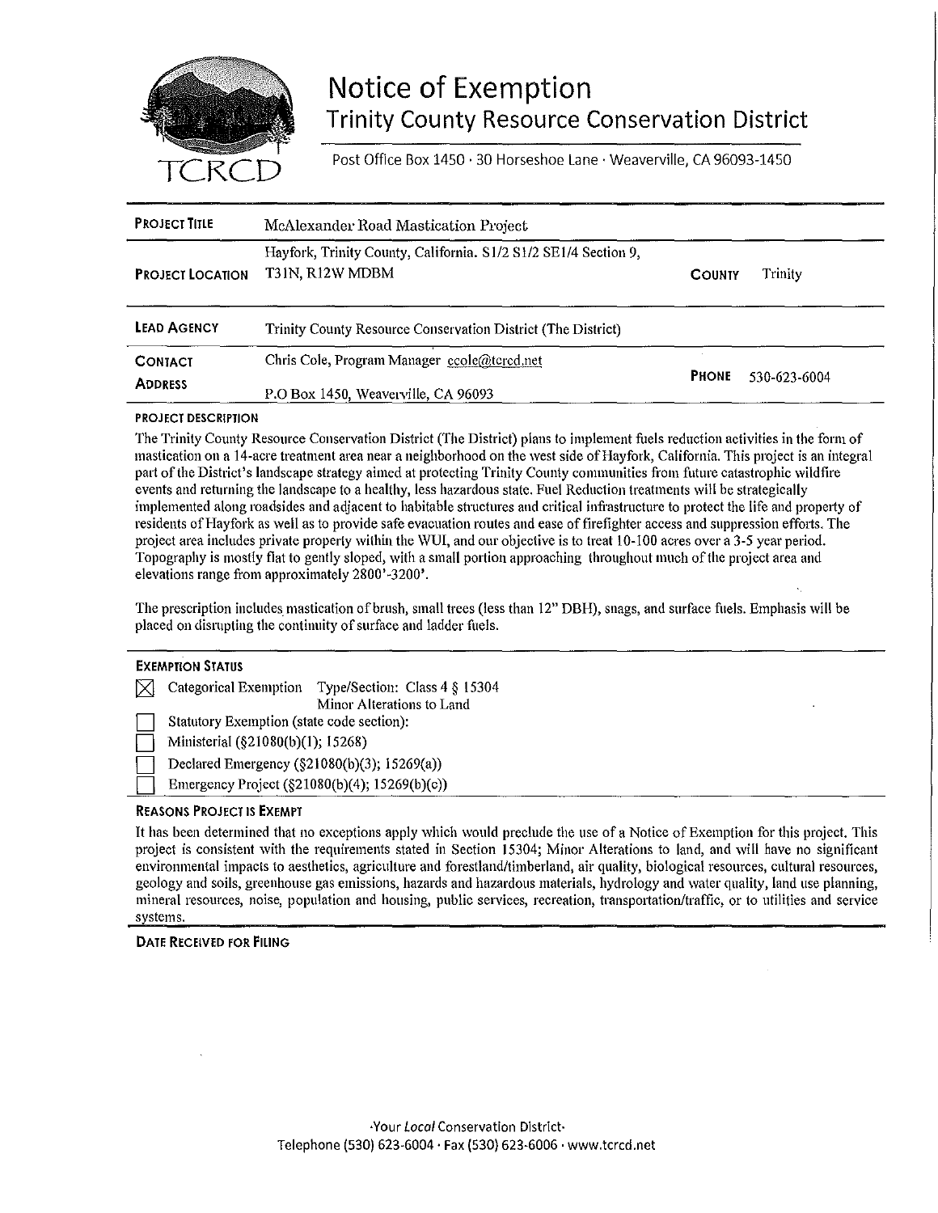# Notice of Exemption

## Trinity County Resource Conservation District

Post Office Box 1450 · 30 Horseshoe Lane · Weaverville, CA 96093-1450

| | | | |
|---|---|---|---|
| **PROJECT TITLE** | McAlexander Road Mastication Project | | |
| **PROJECT LOCATION** | Hayfork, Trinity County, California. S1/2 S1/2 SE1/4 Section 9, T31N, R12W MDBM | **COUNTY** | Trinity |
| **LEAD AGENCY** | Trinity County Resource Conservation District (The District) | | |
| **CONTACT** | Chris Cole, Program Manager ccole@tcrcd.net | **PHONE** | 530-623-6004 |
| **ADDRESS** | P.O Box 1450, Weaverville, CA 96093 | | |

**PROJECT DESCRIPTION**

The Trinity County Resource Conservation District (The District) plans to implement fuels reduction activities in the form of mastication on a 14-acre treatment area near a neighborhood on the west side of Hayfork, California. This project is an integral part of the District's landscape strategy aimed at protecting Trinity County communities from future catastrophic wildfire events and returning the landscape to a healthy, less hazardous state. Fuel Reduction treatments will be strategically implemented along roadsides and adjacent to habitable structures and critical infrastructure to protect the life and property of residents of Hayfork as well as to provide safe evacuation routes and ease of firefighter access and suppression efforts. The project area includes private property within the WUI, and our objective is to treat 10-100 acres over a 3-5 year period. Topography is mostly flat to gently sloped, with a small portion approaching throughout much of the project area and elevations range from approximately 2800'-3200'.

The prescription includes mastication of brush, small trees (less than 12" DBH), snags, and surface fuels. Emphasis will be placed on disrupting the continuity of surface and ladder fuels.

**EXEMPTION STATUS**

- [x] Categorical Exemption Type/Section: Class 4 § 15304 Minor Alterations to Land
- [ ] Statutory Exemption (state code section):
- [ ] Ministerial (§21080(b)(1); 15268)
- [ ] Declared Emergency (§21080(b)(3); 15269(a))
- [ ] Emergency Project (§21080(b)(4); 15269(b)(c))

**REASONS PROJECT IS EXEMPT**

It has been determined that no exceptions apply which would preclude the use of a Notice of Exemption for this project. This project is consistent with the requirements stated in Section 15304; Minor Alterations to land, and will have no significant environmental impacts to aesthetics, agriculture and forestland/timberland, air quality, biological resources, cultural resources, geology and soils, greenhouse gas emissions, hazards and hazardous materials, hydrology and water quality, land use planning, mineral resources, noise, population and housing, public services, recreation, transportation/traffic, or to utilities and service systems.

**DATE RECEIVED FOR FILING**

·Your *Local* Conservation District·
Telephone (530) 623-6004 · Fax (530) 623-6006 · www.tcrcd.net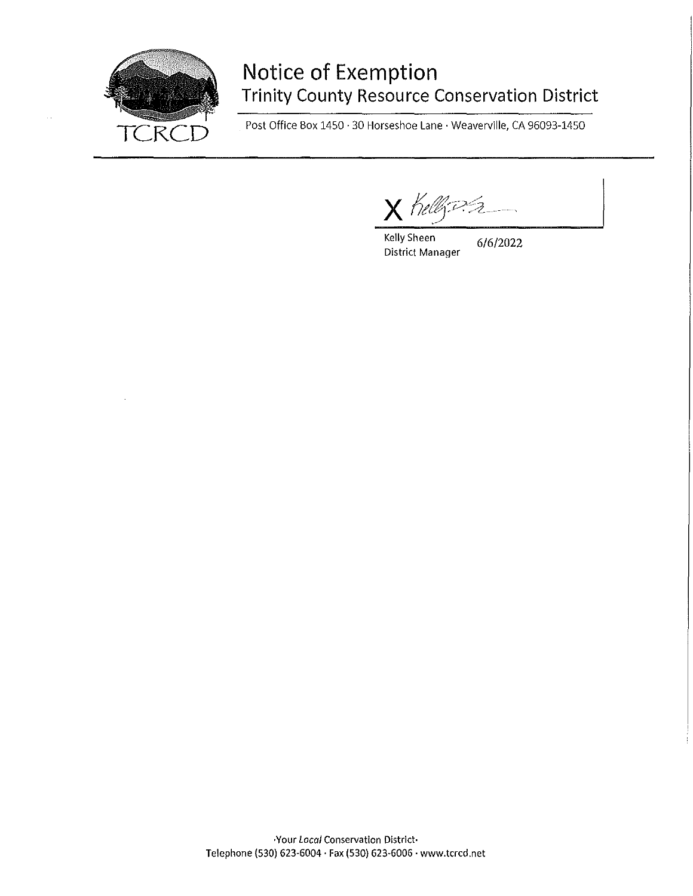# Notice of Exemption

## Trinity County Resource Conservation District

Post Office Box 1450 · 30 Horseshoe Lane · Weaverville, CA 96093-1450

X

Kelly Sheen
District Manager

6/6/2022

·Your *Local* Conservation District·
Telephone (530) 623-6004 · Fax (530) 623-6006 · www.tcrcd.net